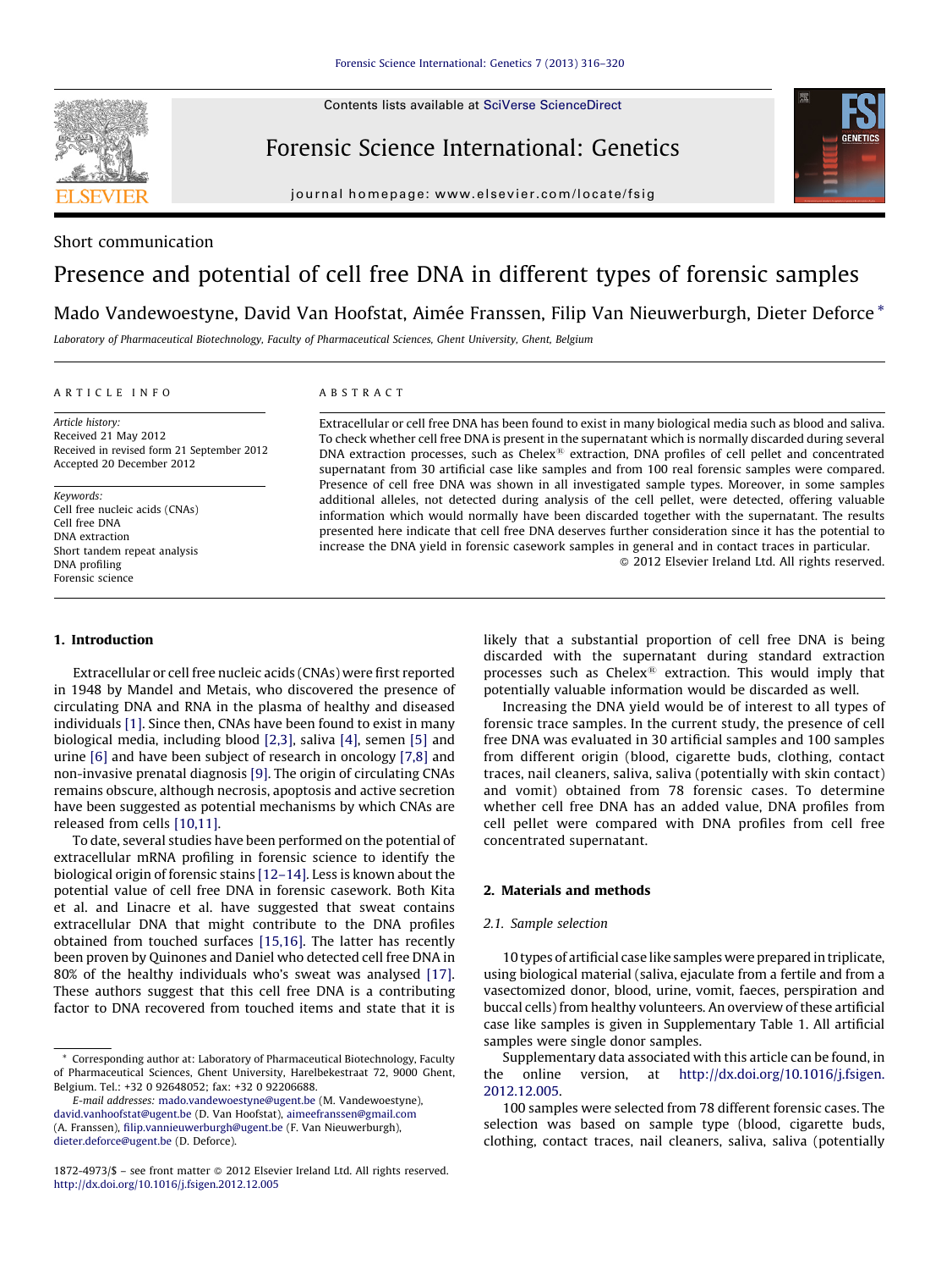Short communication

# Presence and potential of cell free DNA in different types of forensic samples

Mado Vandewoestyne, David Van Hoofstat, Aimée Franssen, Filip Van Nieuwerburgh, Dieter Deforce *

*Laboratory of Pharmaceutical Biotechnology, Faculty of Pharmaceutical Sciences, Ghent University, Ghent, Belgium*

ARTICLE INFO

*Article history:*
Received 21 May 2012
Received in revised form 21 September 2012
Accepted 20 December 2012

*Keywords:*
Cell free nucleic acids (CNAs)
Cell free DNA
DNA extraction
Short tandem repeat analysis
DNA profiling
Forensic science

ABSTRACT

Extracellular or cell free DNA has been found to exist in many biological media such as blood and saliva. To check whether cell free DNA is present in the supernatant which is normally discarded during several DNA extraction processes, such as Chelex® extraction, DNA profiles of cell pellet and concentrated supernatant from 30 artificial case like samples and from 100 real forensic samples were compared. Presence of cell free DNA was shown in all investigated sample types. Moreover, in some samples additional alleles, not detected during analysis of the cell pellet, were detected, offering valuable information which would normally have been discarded together with the supernatant. The results presented here indicate that cell free DNA deserves further consideration since it has the potential to increase the DNA yield in forensic casework samples in general and in contact traces in particular.

© 2012 Elsevier Ireland Ltd. All rights reserved.

## 1. Introduction

Extracellular or cell free nucleic acids (CNAs) were first reported in 1948 by Mandel and Metais, who discovered the presence of circulating DNA and RNA in the plasma of healthy and diseased individuals [1]. Since then, CNAs have been found to exist in many biological media, including blood [2,3], saliva [4], semen [5] and urine [6] and have been subject of research in oncology [7,8] and non-invasive prenatal diagnosis [9]. The origin of circulating CNAs remains obscure, although necrosis, apoptosis and active secretion have been suggested as potential mechanisms by which CNAs are released from cells [10,11].

To date, several studies have been performed on the potential of extracellular mRNA profiling in forensic science to identify the biological origin of forensic stains [12–14]. Less is known about the potential value of cell free DNA in forensic casework. Both Kita et al. and Linacre et al. have suggested that sweat contains extracellular DNA that might contribute to the DNA profiles obtained from touched surfaces [15,16]. The latter has recently been proven by Quinones and Daniel who detected cell free DNA in 80% of the healthy individuals who's sweat was analysed [17]. These authors suggest that this cell free DNA is a contributing factor to DNA recovered from touched items and state that it is likely that a substantial proportion of cell free DNA is being discarded with the supernatant during standard extraction processes such as Chelex® extraction. This would imply that potentially valuable information would be discarded as well.

Increasing the DNA yield would be of interest to all types of forensic trace samples. In the current study, the presence of cell free DNA was evaluated in 30 artificial samples and 100 samples from different origin (blood, cigarette buds, clothing, contact traces, nail cleaners, saliva, saliva (potentially with skin contact) and vomit) obtained from 78 forensic cases. To determine whether cell free DNA has an added value, DNA profiles from cell pellet were compared with DNA profiles from cell free concentrated supernatant.

## 2. Materials and methods

### 2.1. Sample selection

10 types of artificial case like samples were prepared in triplicate, using biological material (saliva, ejaculate from a fertile and from a vasectomized donor, blood, urine, vomit, faeces, perspiration and buccal cells) from healthy volunteers. An overview of these artificial case like samples is given in Supplementary Table 1. All artificial samples were single donor samples.

Supplementary data associated with this article can be found, in the online version, at http://dx.doi.org/10.1016/j.fsigen.2012.12.005.

100 samples were selected from 78 different forensic cases. The selection was based on sample type (blood, cigarette buds, clothing, contact traces, nail cleaners, saliva, saliva (potentially

* Corresponding author at: Laboratory of Pharmaceutical Biotechnology, Faculty of Pharmaceutical Sciences, Ghent University, Harelbekestraat 72, 9000 Ghent, Belgium. Tel.: +32 0 92648052; fax: +32 0 92206688.
*E-mail addresses:* mado.vandewoestyne@ugent.be (M. Vandewoestyne), david.vanhoofstat@ugent.be (D. Van Hoofstat), aimeefranssen@gmail.com (A. Franssen), filip.vannieuwerburgh@ugent.be (F. Van Nieuwerburgh), dieter.deforce@ugent.be (D. Deforce).

1872-4973/$ – see front matter © 2012 Elsevier Ireland Ltd. All rights reserved.
http://dx.doi.org/10.1016/j.fsigen.2012.12.005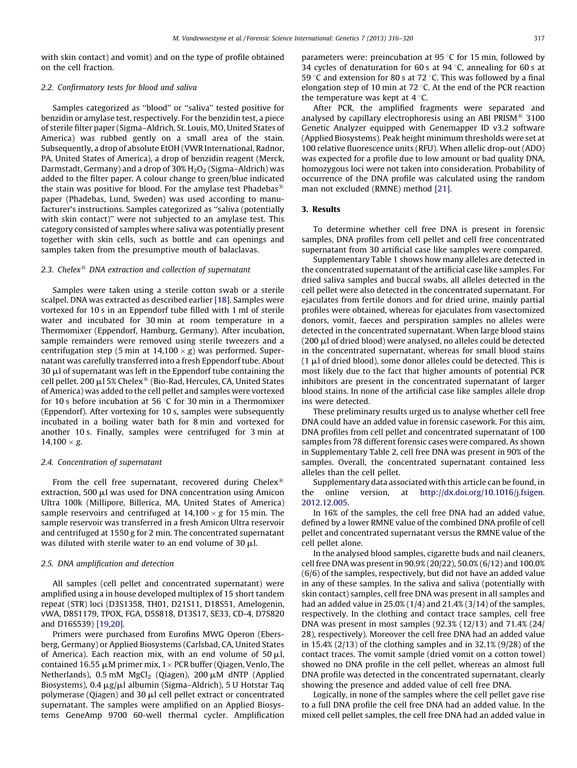with skin contact) and vomit) and on the type of profile obtained on the cell fraction.

### 2.2. Confirmatory tests for blood and saliva

Samples categorized as ''blood'' or ''saliva'' tested positive for benzidin or amylase test, respectively. For the benzidin test, a piece of sterile filter paper (Sigma–Aldrich, St. Louis, MO, United States of America) was rubbed gently on a small area of the stain. Subsequently, a drop of absolute EtOH (VWR International, Radnor, PA, United States of America), a drop of benzidin reagent (Merck, Darmstadt, Germany) and a drop of 30% $H_2O_2$ (Sigma–Aldrich) was added to the filter paper. A colour change to green/blue indicated the stain was positive for blood. For the amylase test Phadebas® paper (Phadebas, Lund, Sweden) was used according to manufacturer's instructions. Samples categorized as ''saliva (potentially with skin contact)'' were not subjected to an amylase test. This category consisted of samples where saliva was potentially present together with skin cells, such as bottle and can openings and samples taken from the presumptive mouth of balaclavas.

### 2.3. Chelex® DNA extraction and collection of supernatant

Samples were taken using a sterile cotton swab or a sterile scalpel. DNA was extracted as described earlier [18]. Samples were vortexed for 10 s in an Eppendorf tube filled with 1 ml of sterile water and incubated for 30 min at room temperature in a Thermomixer (Eppendorf, Hamburg, Germany). After incubation, sample remainders were removed using sterile tweezers and a centrifugation step (5 min at 14,100 × g) was performed. Supernatant was carefully transferred into a fresh Eppendorf tube. About 30 μl of supernatant was left in the Eppendorf tube containing the cell pellet. 200 μl 5% Chelex® (Bio-Rad, Hercules, CA, United States of America) was added to the cell pellet and samples were vortexed for 10 s before incubation at 56 °C for 30 min in a Thermomixer (Eppendorf). After vortexing for 10 s, samples were subsequently incubated in a boiling water bath for 8 min and vortexed for another 10 s. Finally, samples were centrifuged for 3 min at 14,100 × g.

### 2.4. Concentration of supernatant

From the cell free supernatant, recovered during Chelex® extraction, 500 μl was used for DNA concentration using Amicon Ultra 100k (Millipore, Billerica, MA, United States of America) sample reservoirs and centrifuged at 14,100 × g for 15 min. The sample reservoir was transferred in a fresh Amicon Ultra reservoir and centrifuged at 1550 g for 2 min. The concentrated supernatant was diluted with sterile water to an end volume of 30 μl.

### 2.5. DNA amplification and detection

All samples (cell pellet and concentrated supernatant) were amplified using a in house developed multiplex of 15 short tandem repeat (STR) loci (D3S1358, TH01, D21S11, D18S51, Amelogenin, vWA, D8S1179, TPOX, FGA, D5S818, D13S17, SE33, CD-4, D7S820 and D16S539) [19,20].

Primers were purchased from Eurofins MWG Operon (Ebersberg, Germany) or Applied Biosystems (Carlsbad, CA, United States of America). Each reaction mix, with an end volume of 50 μl, contained 16.55 μM primer mix, 1× PCR buffer (Qiagen, Venlo, The Netherlands), 0.5 mM $MgCl_2$ (Qiagen), 200 μM dNTP (Applied Biosystems), 0.4 μg/μl albumin (Sigma–Aldrich), 5 U Hotstar Taq polymerase (Qiagen) and 30 μl cell pellet extract or concentrated supernatant. The samples were amplified on an Applied Biosystems GeneAmp 9700 60-well thermal cycler. Amplification parameters were: preincubation at 95 °C for 15 min, followed by 34 cycles of denaturation for 60 s at 94 °C, annealing for 60 s at 59 °C and extension for 80 s at 72 °C. This was followed by a final elongation step of 10 min at 72 °C. At the end of the PCR reaction the temperature was kept at 4 °C.

After PCR, the amplified fragments were separated and analysed by capillary electrophoresis using an ABI PRISM® 3100 Genetic Analyzer equipped with Genemapper ID v3.2 software (Applied Biosystems). Peak height minimum thresholds were set at 100 relative fluorescence units (RFU). When allelic drop-out (ADO) was expected for a profile due to low amount or bad quality DNA, homozygous loci were not taken into consideration. Probability of occurrence of the DNA profile was calculated using the random man not excluded (RMNE) method [21].

## 3. Results

To determine whether cell free DNA is present in forensic samples, DNA profiles from cell pellet and cell free concentrated supernatant from 30 artificial case like samples were compared.

Supplementary Table 1 shows how many alleles are detected in the concentrated supernatant of the artificial case like samples. For dried saliva samples and buccal swabs, all alleles detected in the cell pellet were also detected in the concentrated supernatant. For ejaculates from fertile donors and for dried urine, mainly partial profiles were obtained, whereas for ejaculates from vasectomized donors, vomit, faeces and perspiration samples no alleles were detected in the concentrated supernatant. When large blood stains (200 μl of dried blood) were analysed, no alleles could be detected in the concentrated supernatant, whereas for small blood stains (1 μl of dried blood), some donor alleles could be detected. This is most likely due to the fact that higher amounts of potential PCR inhibitors are present in the concentrated supernatant of larger blood stains. In none of the artificial case like samples allele drop ins were detected.

These preliminary results urged us to analyse whether cell free DNA could have an added value in forensic casework. For this aim, DNA profiles from cell pellet and concentrated supernatant of 100 samples from 78 different forensic cases were compared. As shown in Supplementary Table 2, cell free DNA was present in 90% of the samples. Overall, the concentrated supernatant contained less alleles than the cell pellet.

Supplementary data associated with this article can be found, in the online version, at http://dx.doi.org/10.1016/j.fsigen.2012.12.005.

In 16% of the samples, the cell free DNA had an added value, defined by a lower RMNE value of the combined DNA profile of cell pellet and concentrated supernatant versus the RMNE value of the cell pellet alone.

In the analysed blood samples, cigarette buds and nail cleaners, cell free DNA was present in 90.9% (20/22), 50.0% (6/12) and 100.0% (6/6) of the samples, respectively, but did not have an added value in any of these samples. In the saliva and saliva (potentially with skin contact) samples, cell free DNA was present in all samples and had an added value in 25.0% (1/4) and 21.4% (3/14) of the samples, respectively. In the clothing and contact trace samples, cell free DNA was present in most samples (92.3% (12/13) and 71.4% (24/28), respectively). Moreover the cell free DNA had an added value in 15.4% (2/13) of the clothing samples and in 32.1% (9/28) of the contact traces. The vomit sample (dried vomit on a cotton towel) showed no DNA profile in the cell pellet, whereas an almost full DNA profile was detected in the concentrated supernatant, clearly showing the presence and added value of cell free DNA.

Logically, in none of the samples where the cell pellet gave rise to a full DNA profile the cell free DNA had an added value. In the mixed cell pellet samples, the cell free DNA had an added value in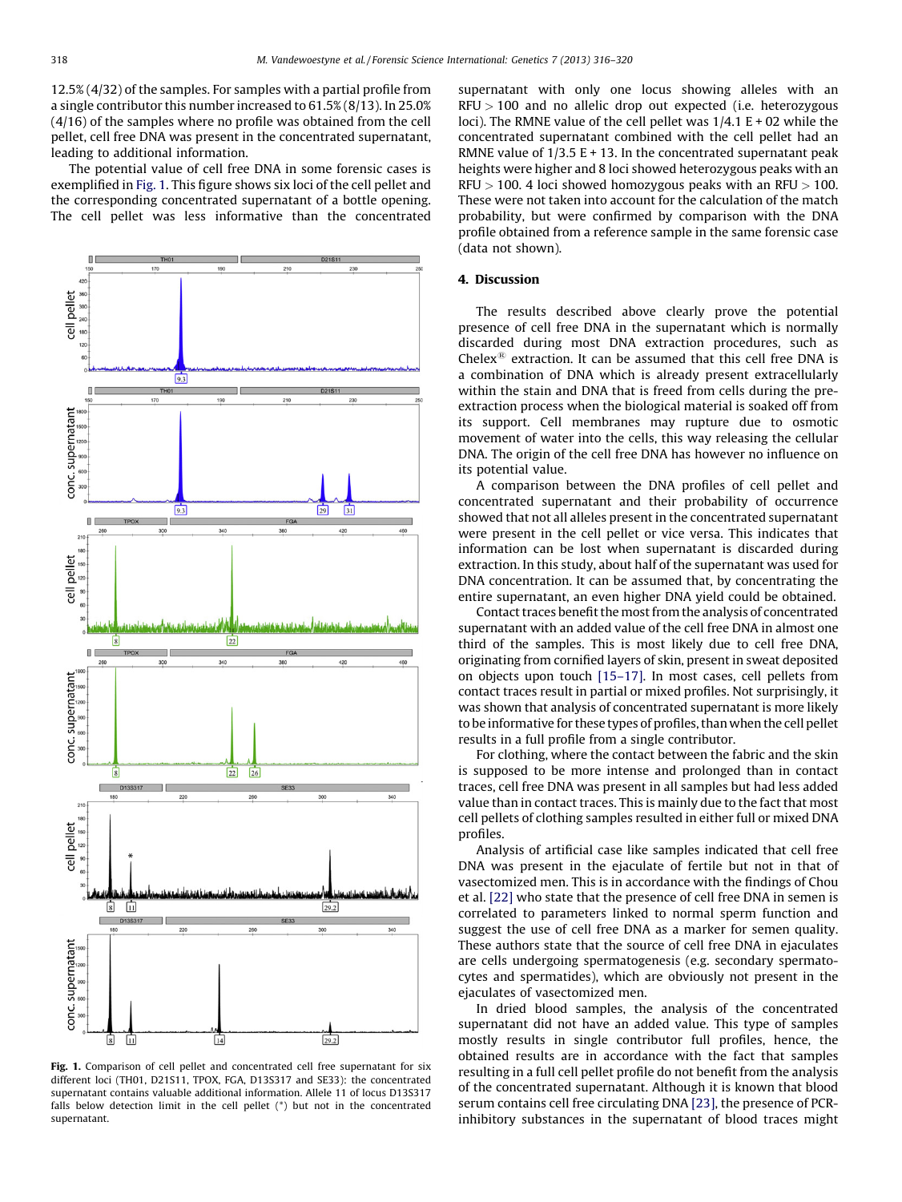12.5% (4/32) of the samples. For samples with a partial profile from a single contributor this number increased to 61.5% (8/13). In 25.0% (4/16) of the samples where no profile was obtained from the cell pellet, cell free DNA was present in the concentrated supernatant, leading to additional information.

The potential value of cell free DNA in some forensic cases is exemplified in Fig. 1. This figure shows six loci of the cell pellet and the corresponding concentrated supernatant of a bottle opening. The cell pellet was less informative than the concentrated supernatant with only one locus showing alleles with an RFU > 100 and no allelic drop out expected (i.e. heterozygous loci). The RMNE value of the cell pellet was 1/4.1 E + 02 while the concentrated supernatant combined with the cell pellet had an RMNE value of 1/3.5 E + 13. In the concentrated supernatant peak heights were higher and 8 loci showed heterozygous peaks with an RFU > 100. 4 loci showed homozygous peaks with an RFU > 100. These were not taken into account for the calculation of the match probability, but were confirmed by comparison with the DNA profile obtained from a reference sample in the same forensic case (data not shown).

TH01
D21S11
cell pellet
9.3
conc. supernatant
9.3
29
31
TPOX
FGA
cell pellet
8
22
conc. supernatant
8
22
26
D13S317
SE33
cell pellet
*
8
11
29.2
conc. supernatant
8
11
14
29.2

**Fig. 1.** Comparison of cell pellet and concentrated cell free supernatant for six different loci (TH01, D21S11, TPOX, FGA, D13S317 and SE33): the concentrated supernatant contains valuable additional information. Allele 11 of locus D13S317 falls below detection limit in the cell pellet (*) but not in the concentrated supernatant.

## 4. Discussion

The results described above clearly prove the potential presence of cell free DNA in the supernatant which is normally discarded during most DNA extraction procedures, such as Chelex® extraction. It can be assumed that this cell free DNA is a combination of DNA which is already present extracellularly within the stain and DNA that is freed from cells during the pre-extraction process when the biological material is soaked off from its support. Cell membranes may rupture due to osmotic movement of water into the cells, this way releasing the cellular DNA. The origin of the cell free DNA has however no influence on its potential value.

A comparison between the DNA profiles of cell pellet and concentrated supernatant and their probability of occurrence showed that not all alleles present in the concentrated supernatant were present in the cell pellet or vice versa. This indicates that information can be lost when supernatant is discarded during extraction. In this study, about half of the supernatant was used for DNA concentration. It can be assumed that, by concentrating the entire supernatant, an even higher DNA yield could be obtained.

Contact traces benefit the most from the analysis of concentrated supernatant with an added value of the cell free DNA in almost one third of the samples. This is most likely due to cell free DNA, originating from cornified layers of skin, present in sweat deposited on objects upon touch [15–17]. In most cases, cell pellets from contact traces result in partial or mixed profiles. Not surprisingly, it was shown that analysis of concentrated supernatant is more likely to be informative for these types of profiles, than when the cell pellet results in a full profile from a single contributor.

For clothing, where the contact between the fabric and the skin is supposed to be more intense and prolonged than in contact traces, cell free DNA was present in all samples but had less added value than in contact traces. This is mainly due to the fact that most cell pellets of clothing samples resulted in either full or mixed DNA profiles.

Analysis of artificial case like samples indicated that cell free DNA was present in the ejaculate of fertile but not in that of vasectomized men. This is in accordance with the findings of Chou et al. [22] who state that the presence of cell free DNA in semen is correlated to parameters linked to normal sperm function and suggest the use of cell free DNA as a marker for semen quality. These authors state that the source of cell free DNA in ejaculates are cells undergoing spermatogenesis (e.g. secondary spermatocytes and spermatides), which are obviously not present in the ejaculates of vasectomized men.

In dried blood samples, the analysis of the concentrated supernatant did not have an added value. This type of samples mostly results in single contributor full profiles, hence, the obtained results are in accordance with the fact that samples resulting in a full cell pellet profile do not benefit from the analysis of the concentrated supernatant. Although it is known that blood serum contains cell free circulating DNA [23], the presence of PCR-inhibitory substances in the supernatant of blood traces might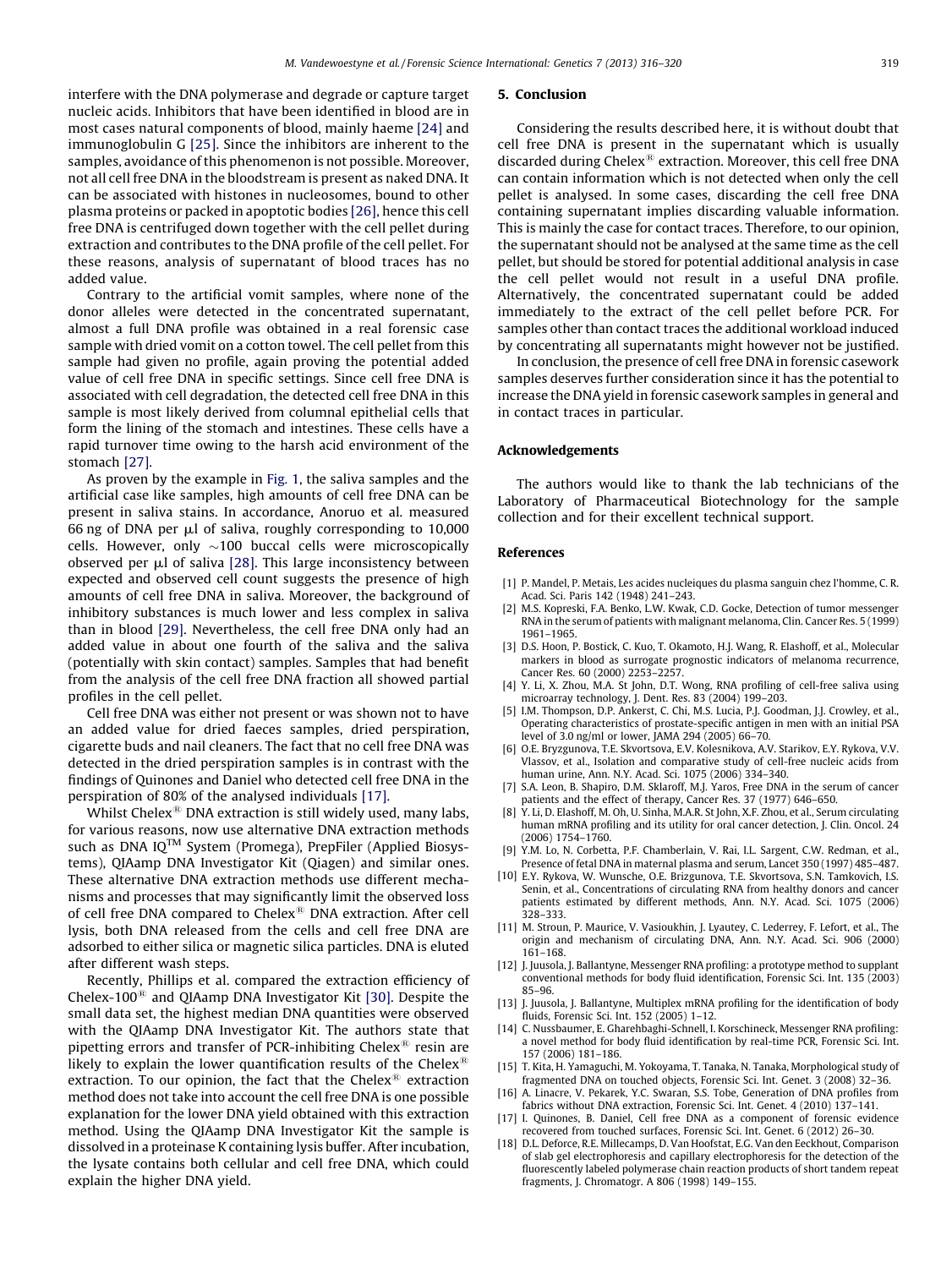interfere with the DNA polymerase and degrade or capture target nucleic acids. Inhibitors that have been identified in blood are in most cases natural components of blood, mainly haeme [24] and immunoglobulin G [25]. Since the inhibitors are inherent to the samples, avoidance of this phenomenon is not possible. Moreover, not all cell free DNA in the bloodstream is present as naked DNA. It can be associated with histones in nucleosomes, bound to other plasma proteins or packed in apoptotic bodies [26], hence this cell free DNA is centrifuged down together with the cell pellet during extraction and contributes to the DNA profile of the cell pellet. For these reasons, analysis of supernatant of blood traces has no added value.

Contrary to the artificial vomit samples, where none of the donor alleles were detected in the concentrated supernatant, almost a full DNA profile was obtained in a real forensic case sample with dried vomit on a cotton towel. The cell pellet from this sample had given no profile, again proving the potential added value of cell free DNA in specific settings. Since cell free DNA is associated with cell degradation, the detected cell free DNA in this sample is most likely derived from columnal epithelial cells that form the lining of the stomach and intestines. These cells have a rapid turnover time owing to the harsh acid environment of the stomach [27].

As proven by the example in Fig. 1, the saliva samples and the artificial case like samples, high amounts of cell free DNA can be present in saliva stains. In accordance, Anoruo et al. measured 66 ng of DNA per μl of saliva, roughly corresponding to 10,000 cells. However, only ~100 buccal cells were microscopically observed per μl of saliva [28]. This large inconsistency between expected and observed cell count suggests the presence of high amounts of cell free DNA in saliva. Moreover, the background of inhibitory substances is much lower and less complex in saliva than in blood [29]. Nevertheless, the cell free DNA only had an added value in about one fourth of the saliva and the saliva (potentially with skin contact) samples. Samples that had benefit from the analysis of the cell free DNA fraction all showed partial profiles in the cell pellet.

Cell free DNA was either not present or was shown not to have an added value for dried faeces samples, dried perspiration, cigarette buds and nail cleaners. The fact that no cell free DNA was detected in the dried perspiration samples is in contrast with the findings of Quinones and Daniel who detected cell free DNA in the perspiration of 80% of the analysed individuals [17].

Whilst Chelex® DNA extraction is still widely used, many labs, for various reasons, now use alternative DNA extraction methods such as DNA IQ™ System (Promega), PrepFiler (Applied Biosystems), QIAamp DNA Investigator Kit (Qiagen) and similar ones. These alternative DNA extraction methods use different mechanisms and processes that may significantly limit the observed loss of cell free DNA compared to Chelex® DNA extraction. After cell lysis, both DNA released from the cells and cell free DNA are adsorbed to either silica or magnetic silica particles. DNA is eluted after different wash steps.

Recently, Phillips et al. compared the extraction efficiency of Chelex-100® and QIAmp DNA Investigator Kit [30]. Despite the small data set, the highest median DNA quantities were observed with the QIAamp DNA Investigator Kit. The authors state that pipetting errors and transfer of PCR-inhibiting Chelex® resin are likely to explain the lower quantification results of the Chelex® extraction. To our opinion, the fact that the Chelex® extraction method does not take into account the cell free DNA is one possible explanation for the lower DNA yield obtained with this extraction method. Using the QIAmp DNA Investigator Kit the sample is dissolved in a proteinase K containing lysis buffer. After incubation, the lysate contains both cellular and cell free DNA, which could explain the higher DNA yield.

## 5. Conclusion

Considering the results described here, it is without doubt that cell free DNA is present in the supernatant which is usually discarded during Chelex® extraction. Moreover, this cell free DNA can contain information which is not detected when only the cell pellet is analysed. In some cases, discarding the cell free DNA containing supernatant implies discarding valuable information. This is mainly the case for contact traces. Therefore, to our opinion, the supernatant should not be analysed at the same time as the cell pellet, but should be stored for potential additional analysis in case the cell pellet would not result in a useful DNA profile. Alternatively, the concentrated supernatant could be added immediately to the extract of the cell pellet before PCR. For samples other than contact traces the additional workload induced by concentrating all supernatants might however not be justified.

In conclusion, the presence of cell free DNA in forensic casework samples deserves further consideration since it has the potential to increase the DNA yield in forensic casework samples in general and in contact traces in particular.

## Acknowledgements

The authors would like to thank the lab technicians of the Laboratory of Pharmaceutical Biotechnology for the sample collection and for their excellent technical support.

## References

[1] P. Mandel, P. Metais, Les acides nucleiques du plasma sanguin chez l'homme, C. R. Acad. Sci. Paris 142 (1948) 241–243.

[2] M.S. Kopreski, F.A. Benko, L.W. Kwak, C.D. Gocke, Detection of tumor messenger RNA in the serum of patients with malignant melanoma, Clin. Cancer Res. 5 (1999) 1961–1965.

[3] D.S. Hoon, P. Bostick, C. Kuo, T. Okamoto, H.J. Wang, R. Elashoff, et al., Molecular markers in blood as surrogate prognostic indicators of melanoma recurrence, Cancer Res. 60 (2000) 2253–2257.

[4] Y. Li, X. Zhou, M.A. St John, D.T. Wong, RNA profiling of cell-free saliva using microarray technology, J. Dent. Res. 83 (2004) 199–203.

[5] I.M. Thompson, D.P. Ankerst, C. Chi, M.S. Lucia, P.J. Goodman, J.J. Crowley, et al., Operating characteristics of prostate-specific antigen in men with an initial PSA level of 3.0 ng/ml or lower, JAMA 294 (2005) 66–70.

[6] O.E. Bryzgunova, T.E. Skvortsova, E.V. Kolesnikova, A.V. Starikov, E.Y. Rykova, V.V. Vlassov, et al., Isolation and comparative study of cell-free nucleic acids from human urine, Ann. N.Y. Acad. Sci. 1075 (2006) 334–340.

[7] S.A. Leon, B. Shapiro, D.M. Sklaroff, M.J. Yaros, Free DNA in the serum of cancer patients and the effect of therapy, Cancer Res. 37 (1977) 646–650.

[8] Y. Li, D. Elashoff, M. Oh, U. Sinha, M.A.R. St John, X.F. Zhou, et al., Serum circulating human mRNA profiling and its utility for oral cancer detection, J. Clin. Oncol. 24 (2006) 1754–1760.

[9] Y.M. Lo, N. Corbetta, P.F. Chamberlain, V. Rai, I.L. Sargent, C.W. Redman, et al., Presence of fetal DNA in maternal plasma and serum, Lancet 350 (1997) 485–487.

[10] E.Y. Rykova, W. Wunsche, O.E. Brizgunova, T.E. Skvortsova, S.N. Tamkovich, I.S. Senin, et al., Concentrations of circulating RNA from healthy donors and cancer patients estimated by different methods, Ann. N.Y. Acad. Sci. 1075 (2006) 328–333.

[11] M. Stroun, P. Maurice, V. Vasioukhin, J. Lyautey, C. Lederrey, F. Lefort, et al., The origin and mechanism of circulating DNA, Ann. N.Y. Acad. Sci. 906 (2000) 161–168.

[12] J. Juusola, J. Ballantyne, Messenger RNA profiling: a prototype method to supplant conventional methods for body fluid identification, Forensic Sci. Int. 135 (2003) 85–96.

[13] J. Juusola, J. Ballantyne, Multiplex mRNA profiling for the identification of body fluids, Forensic Sci. Int. 152 (2005) 1–12.

[14] C. Nussbaumer, E. Gharehbaghi-Schnell, I. Korschineck, Messenger RNA profiling: a novel method for body fluid identification by real-time PCR, Forensic Sci. Int. 157 (2006) 181–186.

[15] T. Kita, H. Yamaguchi, M. Yokoyama, T. Tanaka, N. Tanaka, Morphological study of fragmented DNA on touched objects, Forensic Sci. Int. Genet. 3 (2008) 32–36.

[16] A. Linacre, V. Pekarek, Y.C. Swaran, S.S. Tobe, Generation of DNA profiles from fabrics without DNA extraction, Forensic Sci. Int. Genet. 4 (2010) 137–141.

[17] I. Quinones, B. Daniel, Cell free DNA as a component of forensic evidence recovered from touched surfaces, Forensic Sci. Int. Genet. 6 (2012) 26–30.

[18] D.L. Deforce, R.E. Millecamps, D. Van Hoofstat, E.G. Van den Eeckhout, Comparison of slab gel electrophoresis and capillary electrophoresis for the detection of the fluorescently labeled polymerase chain reaction products of short tandem repeat fragments, J. Chromatogr. A 806 (1998) 149–155.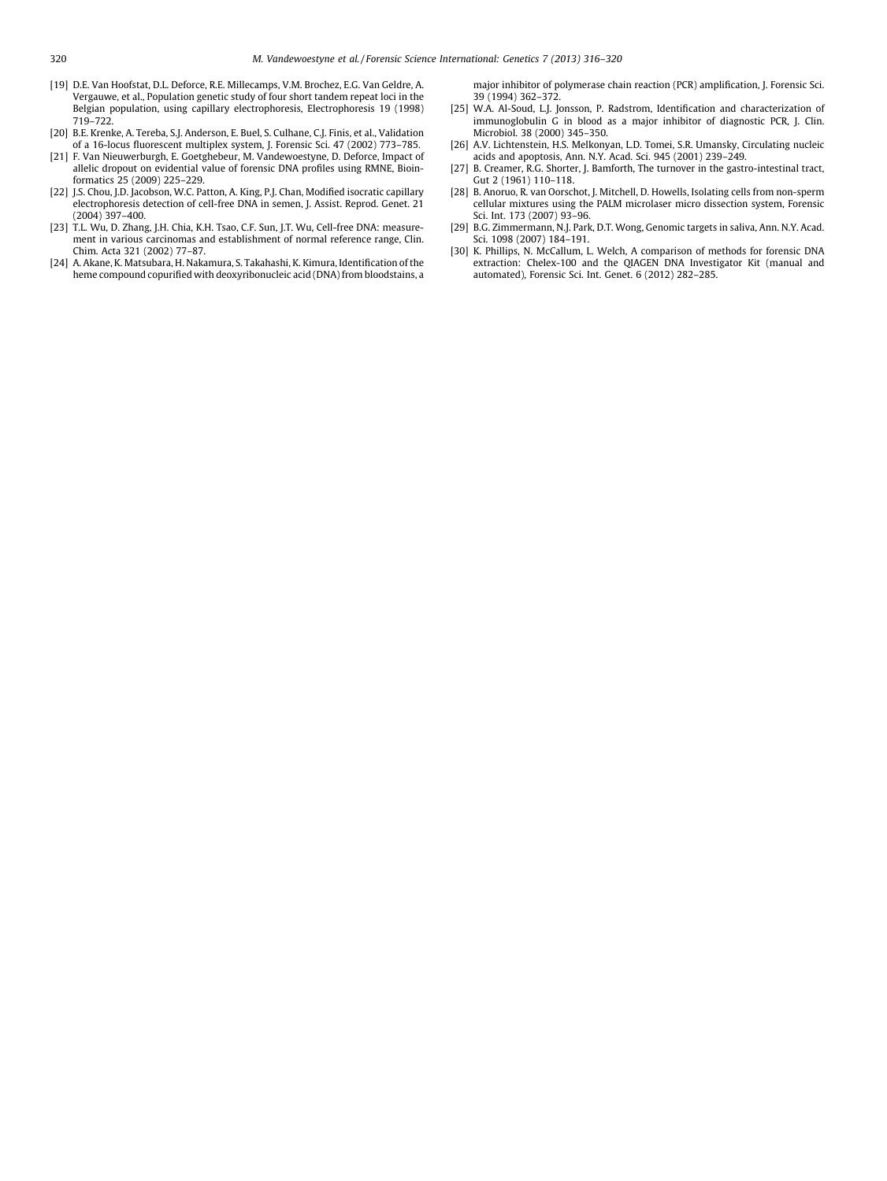[19] D.E. Van Hoofstat, D.L. Deforce, R.E. Millecamps, V.M. Brochez, E.G. Van Geldre, A. Vergauwe, et al., Population genetic study of four short tandem repeat loci in the Belgian population, using capillary electrophoresis, Electrophoresis 19 (1998) 719–722.

[20] B.E. Krenke, A. Tereba, S.J. Anderson, E. Buel, S. Culhane, C.J. Finis, et al., Validation of a 16-locus fluorescent multiplex system, J. Forensic Sci. 47 (2002) 773–785.

[21] F. Van Nieuwerburgh, E. Goetghebeur, M. Vandewoestyne, D. Deforce, Impact of allelic dropout on evidential value of forensic DNA profiles using RMNE, Bioinformatics 25 (2009) 225–229.

[22] J.S. Chou, J.D. Jacobson, W.C. Patton, A. King, P.J. Chan, Modified isocratic capillary electrophoresis detection of cell-free DNA in semen, J. Assist. Reprod. Genet. 21 (2004) 397–400.

[23] T.L. Wu, D. Zhang, J.H. Chia, K.H. Tsao, C.F. Sun, J.T. Wu, Cell-free DNA: measurement in various carcinomas and establishment of normal reference range, Clin. Chim. Acta 321 (2002) 77–87.

[24] A. Akane, K. Matsubara, H. Nakamura, S. Takahashi, K. Kimura, Identification of the heme compound copurified with deoxyribonucleic acid (DNA) from bloodstains, a major inhibitor of polymerase chain reaction (PCR) amplification, J. Forensic Sci. 39 (1994) 362–372.

[25] W.A. Al-Soud, L.J. Jonsson, P. Radstrom, Identification and characterization of immunoglobulin G in blood as a major inhibitor of diagnostic PCR, J. Clin. Microbiol. 38 (2000) 345–350.

[26] A.V. Lichtenstein, H.S. Melkonyan, L.D. Tomei, S.R. Umansky, Circulating nucleic acids and apoptosis, Ann. N.Y. Acad. Sci. 945 (2001) 239–249.

[27] B. Creamer, R.G. Shorter, J. Bamforth, The turnover in the gastro-intestinal tract, Gut 2 (1961) 110–118.

[28] B. Anoruo, R. van Oorschot, J. Mitchell, D. Howells, Isolating cells from non-sperm cellular mixtures using the PALM microlaser micro dissection system, Forensic Sci. Int. 173 (2007) 93–96.

[29] B.G. Zimmermann, N.J. Park, D.T. Wong, Genomic targets in saliva, Ann. N.Y. Acad. Sci. 1098 (2007) 184–191.

[30] K. Phillips, N. McCallum, L. Welch, A comparison of methods for forensic DNA extraction: Chelex-100 and the QIAGEN DNA Investigator Kit (manual and automated), Forensic Sci. Int. Genet. 6 (2012) 282–285.